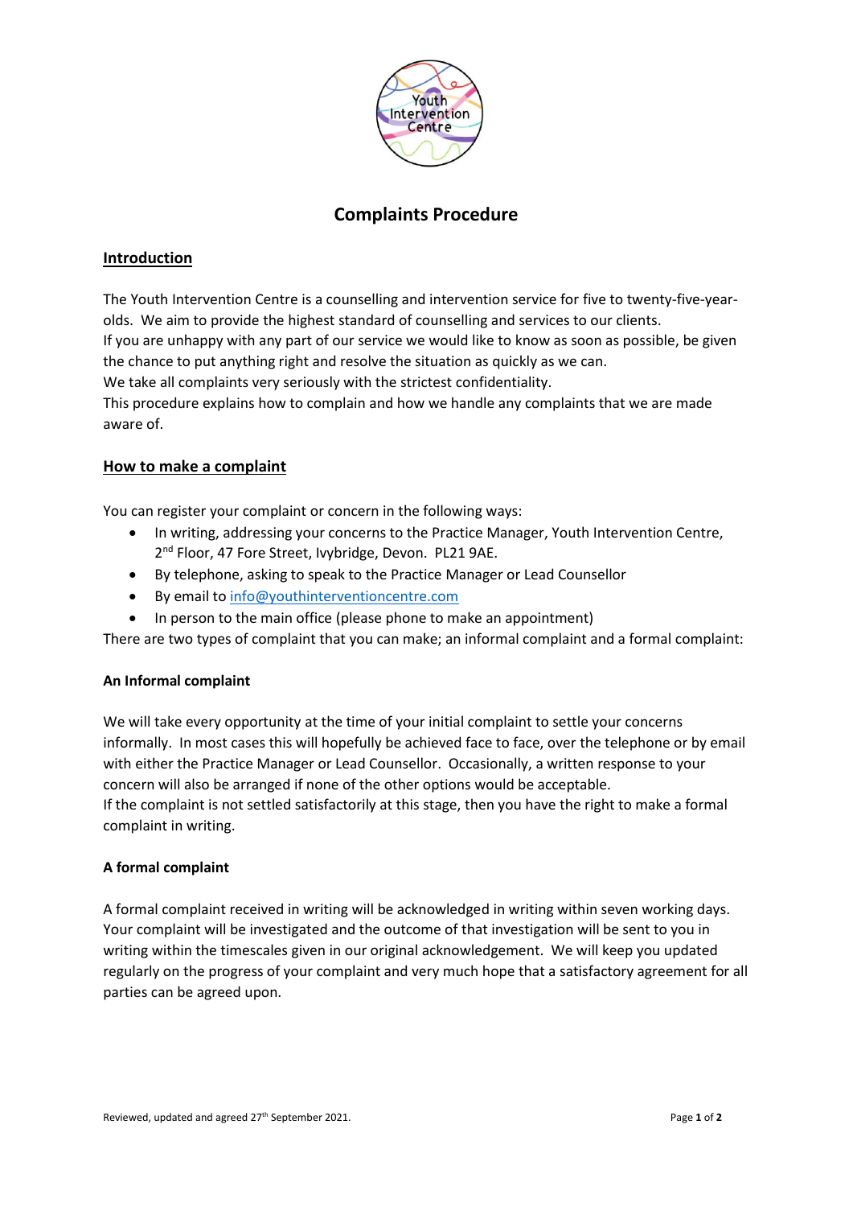# Complaints Procedure

## Introduction

The Youth Intervention Centre is a counselling and intervention service for five to twenty-five-year-olds. We aim to provide the highest standard of counselling and services to our clients.
If you are unhappy with any part of our service we would like to know as soon as possible, be given the chance to put anything right and resolve the situation as quickly as we can.
We take all complaints very seriously with the strictest confidentiality.
This procedure explains how to complain and how we handle any complaints that we are made aware of.

## How to make a complaint

You can register your complaint or concern in the following ways:

- In writing, addressing your concerns to the Practice Manager, Youth Intervention Centre, 2nd Floor, 47 Fore Street, Ivybridge, Devon. PL21 9AE.
- By telephone, asking to speak to the Practice Manager or Lead Counsellor
- By email to info@youthinterventioncentre.com
- In person to the main office (please phone to make an appointment)

There are two types of complaint that you can make; an informal complaint and a formal complaint:

### An Informal complaint

We will take every opportunity at the time of your initial complaint to settle your concerns informally. In most cases this will hopefully be achieved face to face, over the telephone or by email with either the Practice Manager or Lead Counsellor. Occasionally, a written response to your concern will also be arranged if none of the other options would be acceptable.
If the complaint is not settled satisfactorily at this stage, then you have the right to make a formal complaint in writing.

### A formal complaint

A formal complaint received in writing will be acknowledged in writing within seven working days. Your complaint will be investigated and the outcome of that investigation will be sent to you in writing within the timescales given in our original acknowledgement. We will keep you updated regularly on the progress of your complaint and very much hope that a satisfactory agreement for all parties can be agreed upon.

Reviewed, updated and agreed 27th September 2021.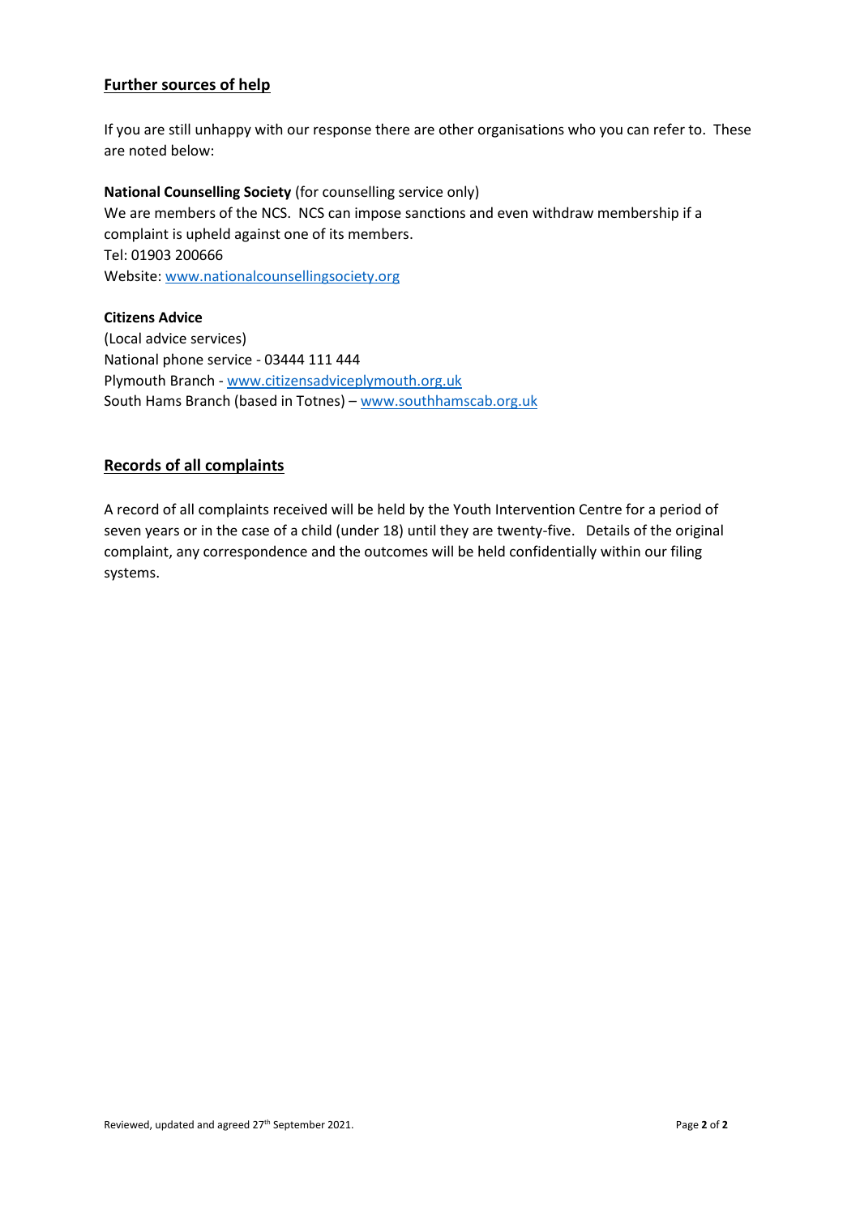## Further sources of help

If you are still unhappy with our response there are other organisations who you can refer to. These are noted below:

**National Counselling Society** (for counselling service only)
We are members of the NCS. NCS can impose sanctions and even withdraw membership if a complaint is upheld against one of its members.
Tel: 01903 200666
Website: www.nationalcounsellingsociety.org

**Citizens Advice**
(Local advice services)
National phone service - 03444 111 444
Plymouth Branch - www.citizensadviceplymouth.org.uk
South Hams Branch (based in Totnes) – www.southhamscab.org.uk

## Records of all complaints

A record of all complaints received will be held by the Youth Intervention Centre for a period of seven years or in the case of a child (under 18) until they are twenty-five. Details of the original complaint, any correspondence and the outcomes will be held confidentially within our filing systems.

Reviewed, updated and agreed 27th September 2021.